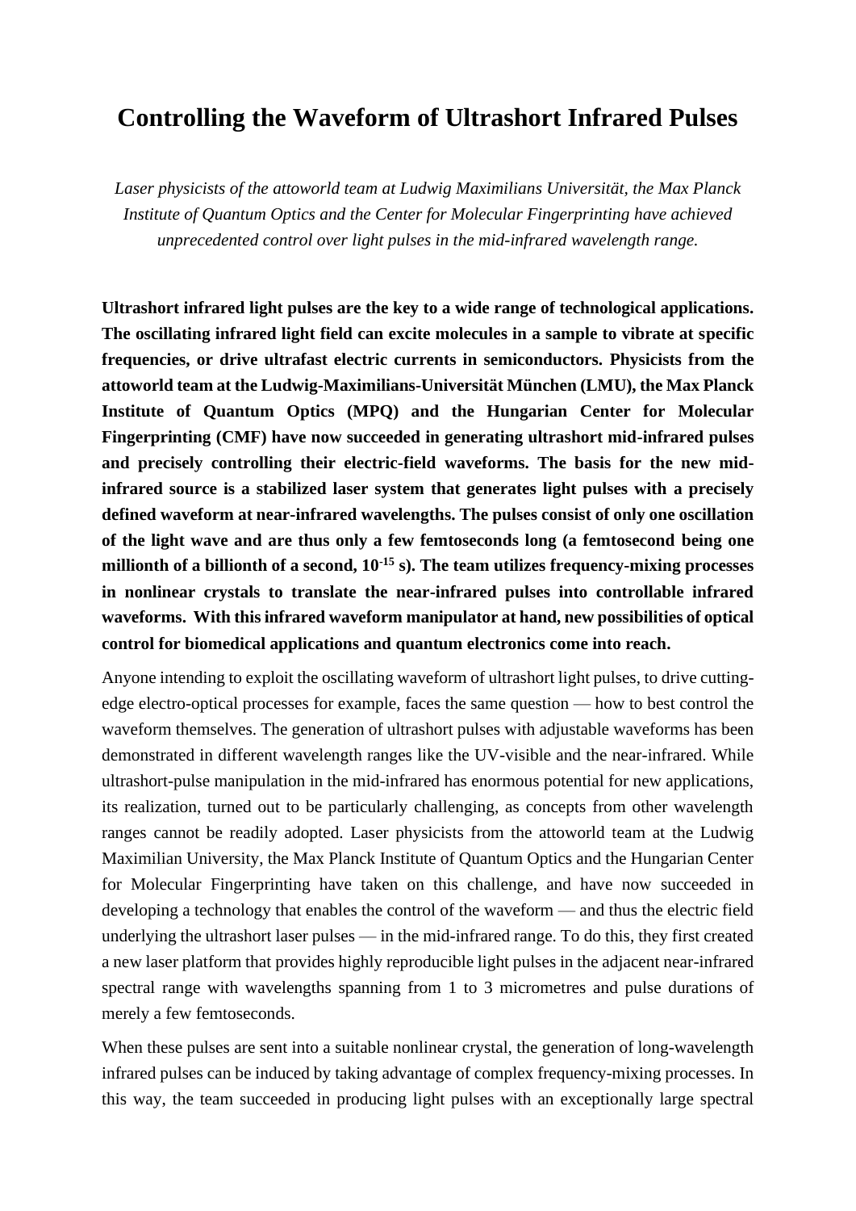# Controlling the Waveform of Ultrashort Infrared Pulses

*Laser physicists of the attoworld team at Ludwig Maximilians Universität, the Max Planck Institute of Quantum Optics and the Center for Molecular Fingerprinting have achieved unprecedented control over light pulses in the mid-infrared wavelength range.*

**Ultrashort infrared light pulses are the key to a wide range of technological applications. The oscillating infrared light field can excite molecules in a sample to vibrate at specific frequencies, or drive ultrafast electric currents in semiconductors. Physicists from the attoworld team at the Ludwig-Maximilians-Universität München (LMU), the Max Planck Institute of Quantum Optics (MPQ) and the Hungarian Center for Molecular Fingerprinting (CMF) have now succeeded in generating ultrashort mid-infrared pulses and precisely controlling their electric-field waveforms. The basis for the new mid-infrared source is a stabilized laser system that generates light pulses with a precisely defined waveform at near-infrared wavelengths. The pulses consist of only one oscillation of the light wave and are thus only a few femtoseconds long (a femtosecond being one millionth of a billionth of a second, $10^{-15}$ s). The team utilizes frequency-mixing processes in nonlinear crystals to translate the near-infrared pulses into controllable infrared waveforms. With this infrared waveform manipulator at hand, new possibilities of optical control for biomedical applications and quantum electronics come into reach.**

Anyone intending to exploit the oscillating waveform of ultrashort light pulses, to drive cutting-edge electro-optical processes for example, faces the same question — how to best control the waveform themselves. The generation of ultrashort pulses with adjustable waveforms has been demonstrated in different wavelength ranges like the UV-visible and the near-infrared. While ultrashort-pulse manipulation in the mid-infrared has enormous potential for new applications, its realization, turned out to be particularly challenging, as concepts from other wavelength ranges cannot be readily adopted. Laser physicists from the attoworld team at the Ludwig Maximilian University, the Max Planck Institute of Quantum Optics and the Hungarian Center for Molecular Fingerprinting have taken on this challenge, and have now succeeded in developing a technology that enables the control of the waveform — and thus the electric field underlying the ultrashort laser pulses — in the mid-infrared range. To do this, they first created a new laser platform that provides highly reproducible light pulses in the adjacent near-infrared spectral range with wavelengths spanning from 1 to 3 micrometres and pulse durations of merely a few femtoseconds.

When these pulses are sent into a suitable nonlinear crystal, the generation of long-wavelength infrared pulses can be induced by taking advantage of complex frequency-mixing processes. In this way, the team succeeded in producing light pulses with an exceptionally large spectral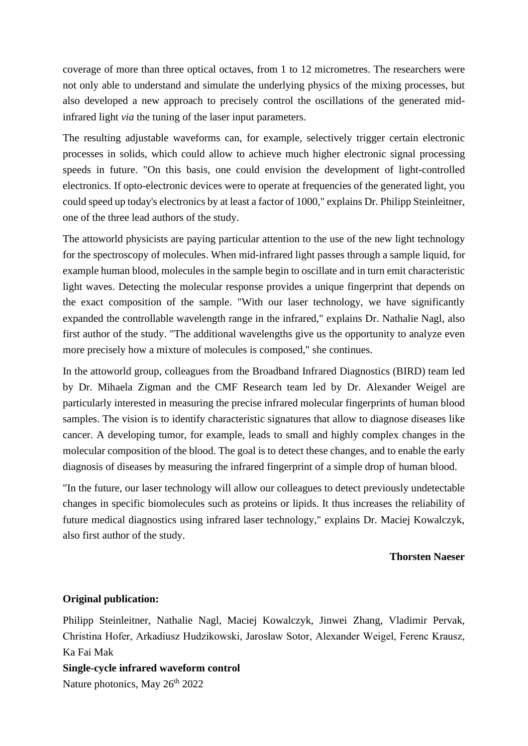coverage of more than three optical octaves, from 1 to 12 micrometres. The researchers were not only able to understand and simulate the underlying physics of the mixing processes, but also developed a new approach to precisely control the oscillations of the generated mid-infrared light *via* the tuning of the laser input parameters.

The resulting adjustable waveforms can, for example, selectively trigger certain electronic processes in solids, which could allow to achieve much higher electronic signal processing speeds in future. "On this basis, one could envision the development of light-controlled electronics. If opto-electronic devices were to operate at frequencies of the generated light, you could speed up today's electronics by at least a factor of 1000," explains Dr. Philipp Steinleitner, one of the three lead authors of the study.

The attoworld physicists are paying particular attention to the use of the new light technology for the spectroscopy of molecules. When mid-infrared light passes through a sample liquid, for example human blood, molecules in the sample begin to oscillate and in turn emit characteristic light waves. Detecting the molecular response provides a unique fingerprint that depends on the exact composition of the sample. "With our laser technology, we have significantly expanded the controllable wavelength range in the infrared," explains Dr. Nathalie Nagl, also first author of the study. "The additional wavelengths give us the opportunity to analyze even more precisely how a mixture of molecules is composed," she continues.

In the attoworld group, colleagues from the Broadband Infrared Diagnostics (BIRD) team led by Dr. Mihaela Zigman and the CMF Research team led by Dr. Alexander Weigel are particularly interested in measuring the precise infrared molecular fingerprints of human blood samples. The vision is to identify characteristic signatures that allow to diagnose diseases like cancer. A developing tumor, for example, leads to small and highly complex changes in the molecular composition of the blood. The goal is to detect these changes, and to enable the early diagnosis of diseases by measuring the infrared fingerprint of a simple drop of human blood.

"In the future, our laser technology will allow our colleagues to detect previously undetectable changes in specific biomolecules such as proteins or lipids. It thus increases the reliability of future medical diagnostics using infrared laser technology," explains Dr. Maciej Kowalczyk, also first author of the study.

**Thorsten Naeser**

**Original publication:**

Philipp Steinleitner, Nathalie Nagl, Maciej Kowalczyk, Jinwei Zhang, Vladimir Pervak, Christina Hofer, Arkadiusz Hudzikowski, Jarosław Sotor, Alexander Weigel, Ferenc Krausz, Ka Fai Mak

**Single-cycle infrared waveform control**

Nature photonics, May 26th 2022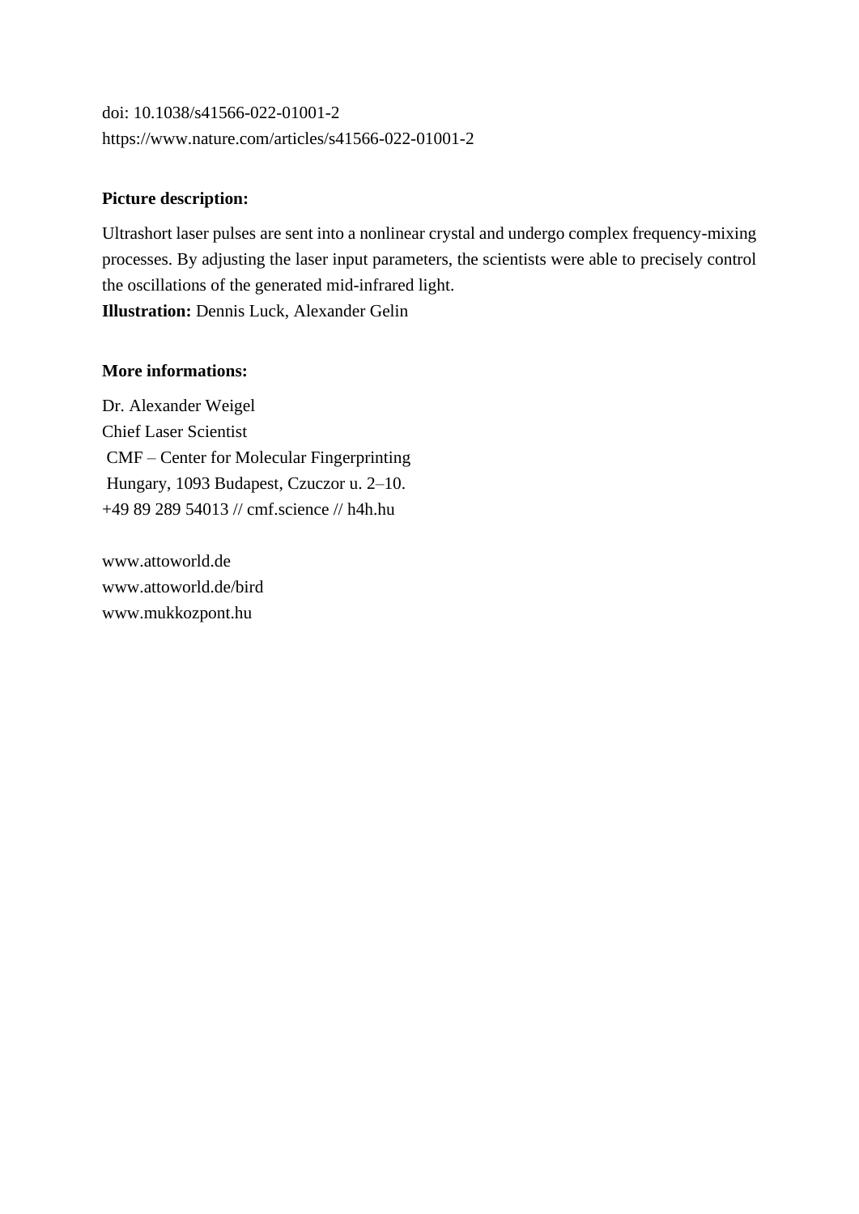doi: 10.1038/s41566-022-01001-2
https://www.nature.com/articles/s41566-022-01001-2

**Picture description:**

Ultrashort laser pulses are sent into a nonlinear crystal and undergo complex frequency-mixing processes. By adjusting the laser input parameters, the scientists were able to precisely control the oscillations of the generated mid-infrared light.
**Illustration:** Dennis Luck, Alexander Gelin

**More informations:**

Dr. Alexander Weigel
Chief Laser Scientist
CMF – Center for Molecular Fingerprinting
Hungary, 1093 Budapest, Czuczor u. 2–10.
+49 89 289 54013 // cmf.science // h4h.hu

www.attoworld.de
www.attoworld.de/bird
www.mukkozpont.hu